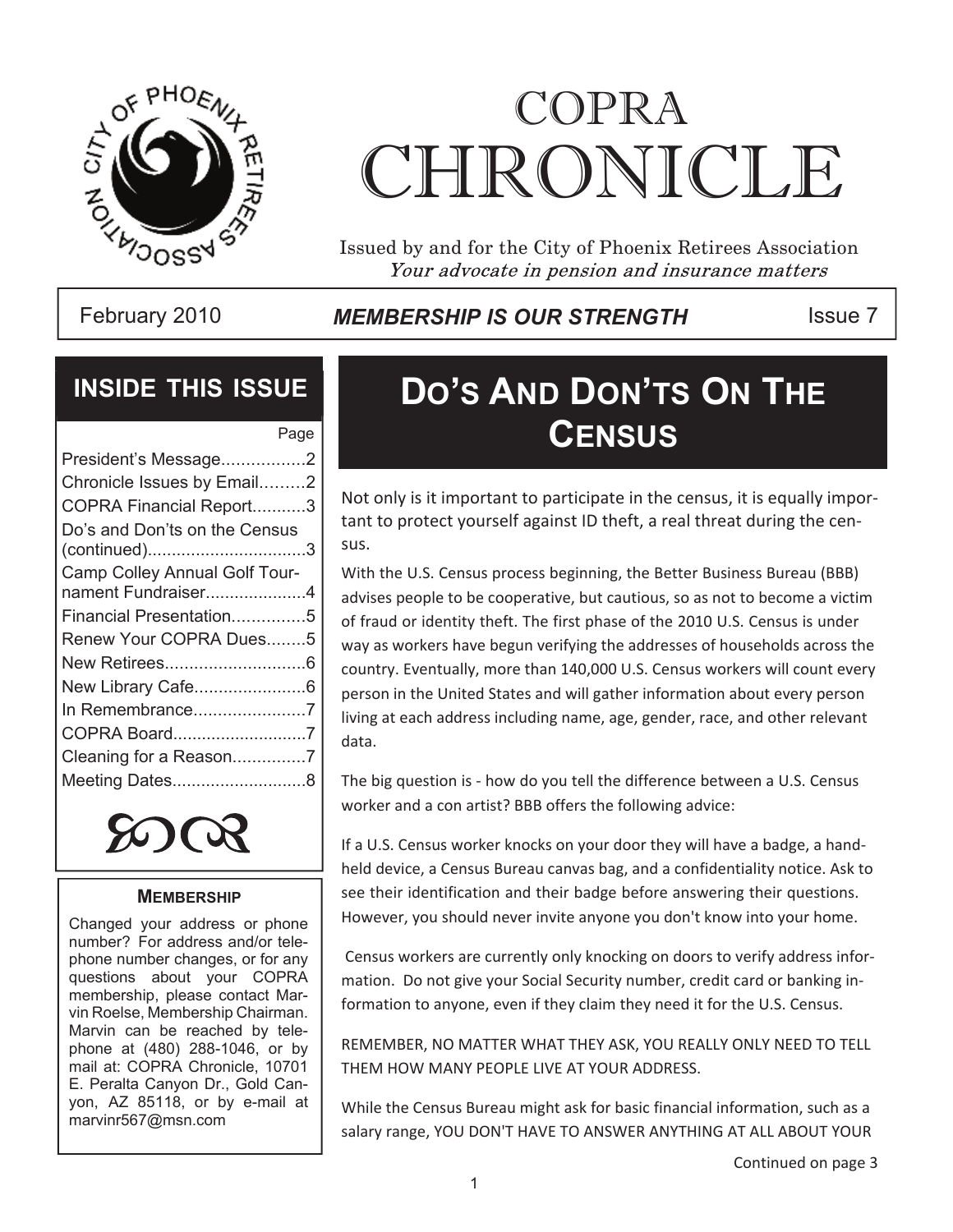# COPRA CHRONICLE

Issued by and for the City of Phoenix Retirees Association
*Your advocate in pension and insurance matters*

February 2010 | ***MEMBERSHIP IS OUR STRENGTH*** | Issue 7

## INSIDE THIS ISSUE

| | Page |
|---|---|
| President's Message | 2 |
| Chronicle Issues by Email | 2 |
| COPRA Financial Report | 3 |
| Do's and Don'ts on the Census (continued) | 3 |
| Camp Colley Annual Golf Tournament Fundraiser | 4 |
| Financial Presentation | 5 |
| Renew Your COPRA Dues | 5 |
| New Retirees | 6 |
| New Library Cafe | 6 |
| In Remembrance | 7 |
| COPRA Board | 7 |
| Cleaning for a Reason | 7 |
| Meeting Dates | 8 |

### MEMBERSHIP

Changed your address or phone number? For address and/or telephone number changes, or for any questions about your COPRA membership, please contact Marvin Roelse, Membership Chairman. Marvin can be reached by telephone at (480) 288-1046, or by mail at: COPRA Chronicle, 10701 E. Peralta Canyon Dr., Gold Canyon, AZ 85118, or by e-mail at marvinr567@msn.com

## DO'S AND DON'TS ON THE CENSUS

Not only is it important to participate in the census, it is equally important to protect yourself against ID theft, a real threat during the census.

With the U.S. Census process beginning, the Better Business Bureau (BBB) advises people to be cooperative, but cautious, so as not to become a victim of fraud or identity theft. The first phase of the 2010 U.S. Census is under way as workers have begun verifying the addresses of households across the country. Eventually, more than 140,000 U.S. Census workers will count every person in the United States and will gather information about every person living at each address including name, age, gender, race, and other relevant data.

The big question is - how do you tell the difference between a U.S. Census worker and a con artist? BBB offers the following advice:

If a U.S. Census worker knocks on your door they will have a badge, a handheld device, a Census Bureau canvas bag, and a confidentiality notice. Ask to see their identification and their badge before answering their questions. However, you should never invite anyone you don't know into your home.

Census workers are currently only knocking on doors to verify address information. Do not give your Social Security number, credit card or banking information to anyone, even if they claim they need it for the U.S. Census.

REMEMBER, NO MATTER WHAT THEY ASK, YOU REALLY ONLY NEED TO TELL THEM HOW MANY PEOPLE LIVE AT YOUR ADDRESS.

While the Census Bureau might ask for basic financial information, such as a salary range, YOU DON'T HAVE TO ANSWER ANYTHING AT ALL ABOUT YOUR

Continued on page 3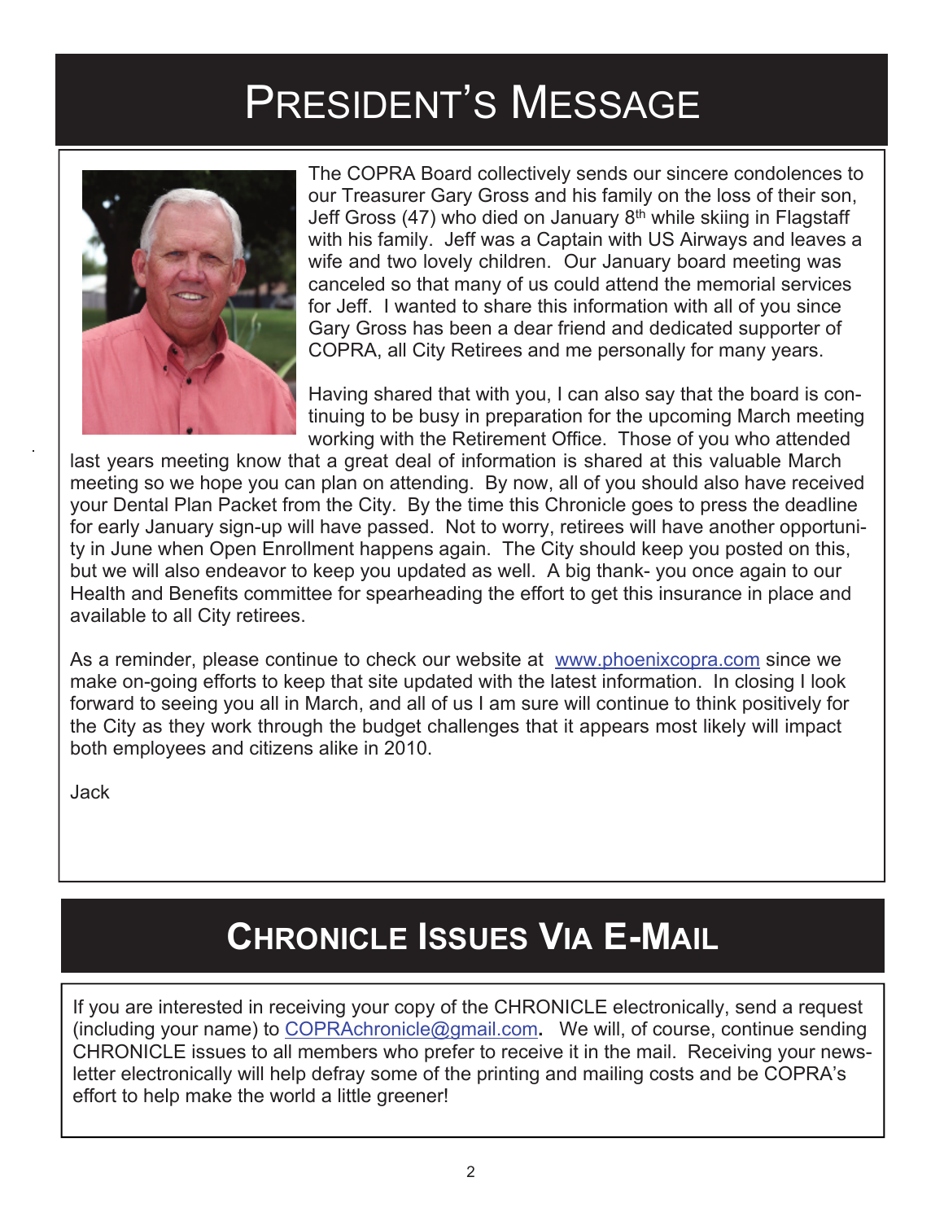# PRESIDENT'S MESSAGE

The COPRA Board collectively sends our sincere condolences to our Treasurer Gary Gross and his family on the loss of their son, Jeff Gross (47) who died on January 8th while skiing in Flagstaff with his family. Jeff was a Captain with US Airways and leaves a wife and two lovely children. Our January board meeting was canceled so that many of us could attend the memorial services for Jeff. I wanted to share this information with all of you since Gary Gross has been a dear friend and dedicated supporter of COPRA, all City Retirees and me personally for many years.

Having shared that with you, I can also say that the board is continuing to be busy in preparation for the upcoming March meeting working with the Retirement Office. Those of you who attended last years meeting know that a great deal of information is shared at this valuable March meeting so we hope you can plan on attending. By now, all of you should also have received your Dental Plan Packet from the City. By the time this Chronicle goes to press the deadline for early January sign-up will have passed. Not to worry, retirees will have another opportunity in June when Open Enrollment happens again. The City should keep you posted on this, but we will also endeavor to keep you updated as well. A big thank- you once again to our Health and Benefits committee for spearheading the effort to get this insurance in place and available to all City retirees.

As a reminder, please continue to check our website at www.phoenixcopra.com since we make on-going efforts to keep that site updated with the latest information. In closing I look forward to seeing you all in March, and all of us I am sure will continue to think positively for the City as they work through the budget challenges that it appears most likely will impact both employees and citizens alike in 2010.

Jack

# CHRONICLE ISSUES VIA E-MAIL

If you are interested in receiving your copy of the CHRONICLE electronically, send a request (including your name) to COPRAchronicle@gmail.com. We will, of course, continue sending CHRONICLE issues to all members who prefer to receive it in the mail. Receiving your newsletter electronically will help defray some of the printing and mailing costs and be COPRA's effort to help make the world a little greener!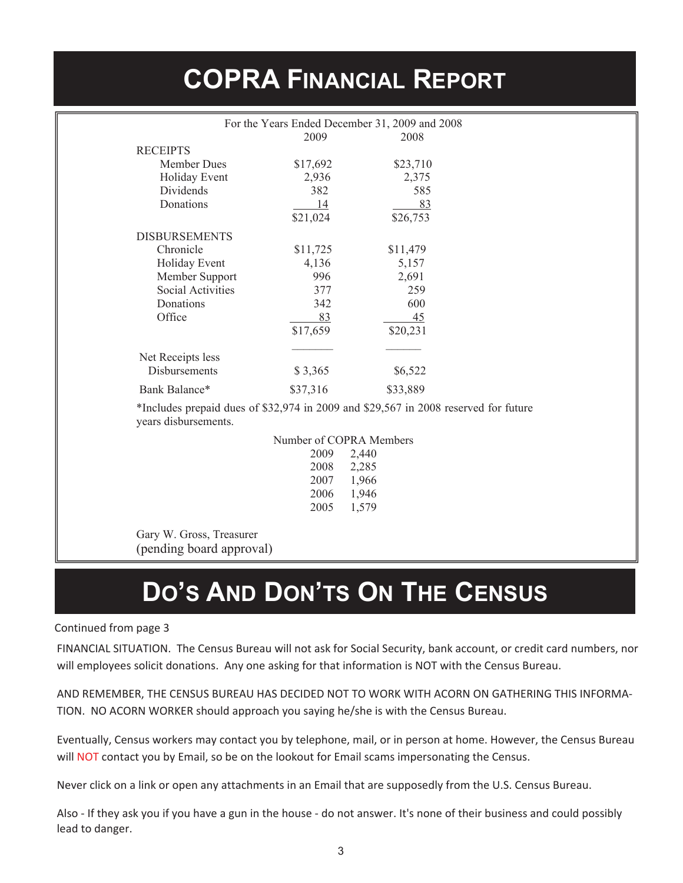# COPRA FINANCIAL REPORT

For the Years Ended December 31, 2009 and 2008

| | 2009 | 2008 |
|---|---|---|
| **RECEIPTS** | | |
| Member Dues | $17,692 | $23,710 |
| Holiday Event | 2,936 | 2,375 |
| Dividends | 382 | 585 |
| Donations | 14 | 83 |
| | $21,024 | $26,753 |
| **DISBURSEMENTS** | | |
| Chronicle | $11,725 | $11,479 |
| Holiday Event | 4,136 | 5,157 |
| Member Support | 996 | 2,691 |
| Social Activities | 377 | 259 |
| Donations | 342 | 600 |
| Office | 83 | 45 |
| | $17,659 | $20,231 |
| Net Receipts less Disbursements | $ 3,365 | $6,522 |
| Bank Balance* | $37,316 | $33,889 |

*Includes prepaid dues of $32,974 in 2009 and $29,567 in 2008 reserved for future years disbursements.

Number of COPRA Members

| Year | Members |
|---|---|
| 2009 | 2,440 |
| 2008 | 2,285 |
| 2007 | 1,966 |
| 2006 | 1,946 |
| 2005 | 1,579 |

Gary W. Gross, Treasurer
(pending board approval)

# DO'S AND DON'TS ON THE CENSUS

Continued from page 3

FINANCIAL SITUATION. The Census Bureau will not ask for Social Security, bank account, or credit card numbers, nor will employees solicit donations. Any one asking for that information is NOT with the Census Bureau.

AND REMEMBER, THE CENSUS BUREAU HAS DECIDED NOT TO WORK WITH ACORN ON GATHERING THIS INFORMATION. NO ACORN WORKER should approach you saying he/she is with the Census Bureau.

Eventually, Census workers may contact you by telephone, mail, or in person at home. However, the Census Bureau will NOT contact you by Email, so be on the lookout for Email scams impersonating the Census.

Never click on a link or open any attachments in an Email that are supposedly from the U.S. Census Bureau.

Also - If they ask you if you have a gun in the house - do not answer. It's none of their business and could possibly lead to danger.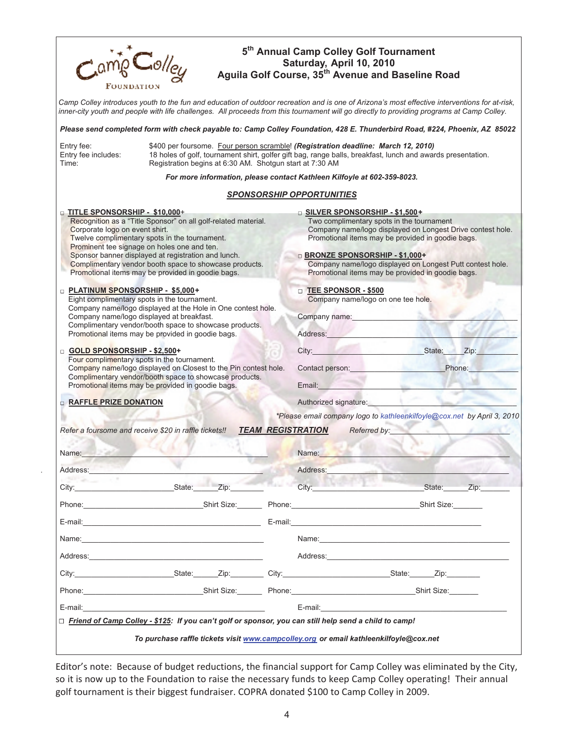Camp Colley FOUNDATION

# 5th Annual Camp Colley Golf Tournament

**Saturday, April 10, 2010**

**Aguila Golf Course, 35th Avenue and Baseline Road**

*Camp Colley introduces youth to the fun and education of outdoor recreation and is one of Arizona's most effective interventions for at-risk, inner-city youth and people with life challenges. All proceeds from this tournament will go directly to providing programs at Camp Colley.*

***Please send completed form with check payable to: Camp Colley Foundation, 428 E. Thunderbird Road, #224, Phoenix, AZ 85022***

Entry fee: $400 per foursome. Four person scramble! ***(Registration deadline: March 12, 2010)***

Entry fee includes: 18 holes of golf, tournament shirt, golfer gift bag, range balls, breakfast, lunch and awards presentation.

Time: Registration begins at 6:30 AM. Shotgun start at 7:30 AM

***For more information, please contact Kathleen Kilfoyle at 602-359-8023.***

## *SPONSORSHIP OPPORTUNITIES*

□ **TITLE SPONSORSHIP - $10,000+**
- Recognition as a "Title Sponsor" on all golf-related material.
- Corporate logo on event shirt.
- Twelve complimentary spots in the tournament.
- Prominent tee signage on holes one and ten.
- Sponsor banner displayed at registration and lunch.
- Complimentary vendor booth space to showcase products.
- Promotional items may be provided in goodie bags.

□ **PLATINUM SPONSORSHIP - $5,000+**
- Eight complimentary spots in the tournament.
- Company name/logo displayed at the Hole in One contest hole.
- Company name/logo displayed at breakfast.
- Complimentary vendor/booth space to showcase products.
- Promotional items may be provided in goodie bags.

□ **GOLD SPONSORSHIP - $2,500+**
- Four complimentary spots in the tournament.
- Company name/logo displayed on Closest to the Pin contest hole.
- Complimentary vendor/booth space to showcase products.
- Promotional items may be provided in goodie bags.

□ **RAFFLE PRIZE DONATION**

□ **SILVER SPONSORSHIP - $1,500+**
- Two complimentary spots in the tournament
- Company name/logo displayed on Longest Drive contest hole.
- Promotional items may be provided in goodie bags.

□ **BRONZE SPONSORSHIP - $1,000+**
- Company name/logo displayed on Longest Putt contest hole.
- Promotional items may be provided in goodie bags.

□ **TEE SPONSOR - $500**
- Company name/logo on one tee hole.

Company name:\_\_\_\_\_\_\_\_\_\_\_\_\_\_\_\_\_\_\_\_

Address:\_\_\_\_\_\_\_\_\_\_\_\_\_\_\_\_\_\_\_\_

City:\_\_\_\_\_\_\_\_\_\_ State:\_\_\_\_ Zip:\_\_\_\_\_\_

Contact person:\_\_\_\_\_\_\_\_\_\_ Phone:\_\_\_\_\_\_

Email:\_\_\_\_\_\_\_\_\_\_\_\_\_\_\_\_\_\_\_\_

Authorized signature:\_\_\_\_\_\_\_\_\_\_\_\_\_\_\_\_\_\_\_\_

**Please email company logo to kathleenkilfoyle@cox.net by April 3, 2010*

*Refer a foursome and receive $20 in raffle tickets!!* ***TEAM REGISTRATION*** *Referred by:*\_\_\_\_\_\_\_\_\_\_\_\_\_\_\_\_\_\_\_\_

Name:\_\_\_\_\_\_\_\_\_\_\_\_\_\_\_\_\_\_\_\_
Address:\_\_\_\_\_\_\_\_\_\_\_\_\_\_\_\_\_\_\_\_
City:\_\_\_\_\_\_\_\_\_\_ State:\_\_\_\_ Zip:\_\_\_\_\_\_
Phone:\_\_\_\_\_\_\_\_\_\_ Shirt Size:\_\_\_\_\_\_
E-mail:\_\_\_\_\_\_\_\_\_\_\_\_\_\_\_\_\_\_\_\_

Name:\_\_\_\_\_\_\_\_\_\_\_\_\_\_\_\_\_\_\_\_
Address:\_\_\_\_\_\_\_\_\_\_\_\_\_\_\_\_\_\_\_\_
City:\_\_\_\_\_\_\_\_\_\_ State:\_\_\_\_ Zip:\_\_\_\_\_\_
Phone:\_\_\_\_\_\_\_\_\_\_ Shirt Size:\_\_\_\_\_\_
E-mail:\_\_\_\_\_\_\_\_\_\_\_\_\_\_\_\_\_\_\_\_

Name:\_\_\_\_\_\_\_\_\_\_\_\_\_\_\_\_\_\_\_\_
Address:\_\_\_\_\_\_\_\_\_\_\_\_\_\_\_\_\_\_\_\_
City:\_\_\_\_\_\_\_\_\_\_ State:\_\_\_\_ Zip:\_\_\_\_\_\_
Phone:\_\_\_\_\_\_\_\_\_\_ Shirt Size:\_\_\_\_\_\_
E-mail:\_\_\_\_\_\_\_\_\_\_\_\_\_\_\_\_\_\_\_\_

Name:\_\_\_\_\_\_\_\_\_\_\_\_\_\_\_\_\_\_\_\_
Address:\_\_\_\_\_\_\_\_\_\_\_\_\_\_\_\_\_\_\_\_
City:\_\_\_\_\_\_\_\_\_\_ State:\_\_\_\_ Zip:\_\_\_\_\_\_
Phone:\_\_\_\_\_\_\_\_\_\_ Shirt Size:\_\_\_\_\_\_
E-mail:\_\_\_\_\_\_\_\_\_\_\_\_\_\_\_\_\_\_\_\_

□ ***Friend of Camp Colley - $125**: If you can't golf or sponsor, you can still help send a child to camp!*

***To purchase raffle tickets visit www.campcolley.org or email kathleenkilfoyle@cox.net***

Editor's note: Because of budget reductions, the financial support for Camp Colley was eliminated by the City, so it is now up to the Foundation to raise the necessary funds to keep Camp Colley operating! Their annual golf tournament is their biggest fundraiser. COPRA donated $100 to Camp Colley in 2009.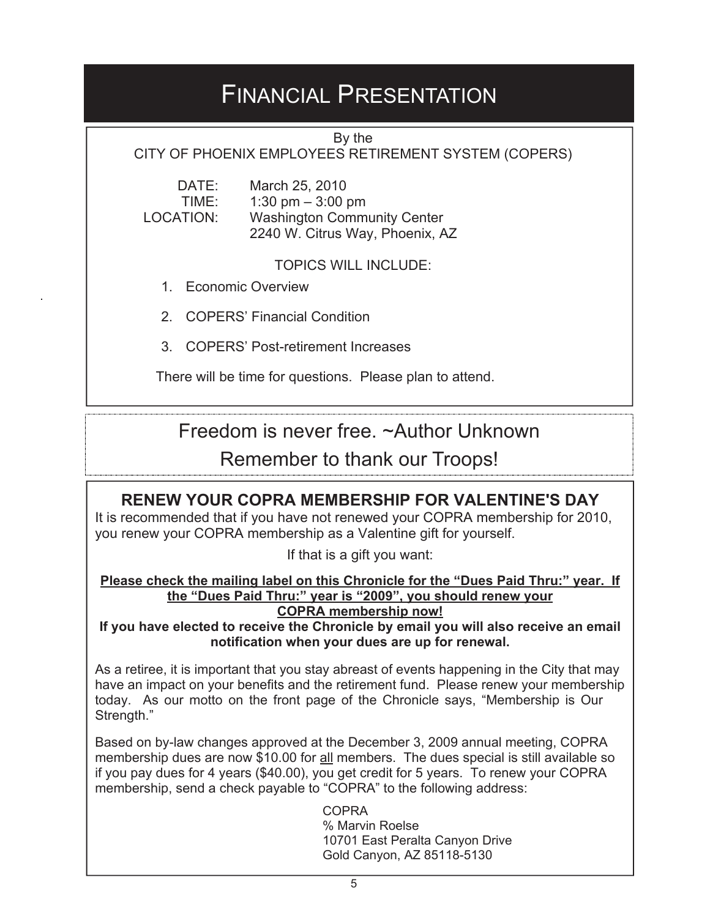# FINANCIAL PRESENTATION

By the
CITY OF PHOENIX EMPLOYEES RETIREMENT SYSTEM (COPERS)

DATE: March 25, 2010
TIME: 1:30 pm – 3:00 pm
LOCATION: Washington Community Center
2240 W. Citrus Way, Phoenix, AZ

TOPICS WILL INCLUDE:

1. Economic Overview
2. COPERS' Financial Condition
3. COPERS' Post-retirement Increases

There will be time for questions. Please plan to attend.

Freedom is never free. ~Author Unknown
Remember to thank our Troops!

## RENEW YOUR COPRA MEMBERSHIP FOR VALENTINE'S DAY

It is recommended that if you have not renewed your COPRA membership for 2010, you renew your COPRA membership as a Valentine gift for yourself.

If that is a gift you want:

**Please check the mailing label on this Chronicle for the "Dues Paid Thru:" year. If the "Dues Paid Thru:" year is "2009", you should renew your COPRA membership now!**

**If you have elected to receive the Chronicle by email you will also receive an email notification when your dues are up for renewal.**

As a retiree, it is important that you stay abreast of events happening in the City that may have an impact on your benefits and the retirement fund. Please renew your membership today. As our motto on the front page of the Chronicle says, "Membership is Our Strength."

Based on by-law changes approved at the December 3, 2009 annual meeting, COPRA membership dues are now $10.00 for all members. The dues special is still available so if you pay dues for 4 years ($40.00), you get credit for 5 years. To renew your COPRA membership, send a check payable to "COPRA" to the following address:

COPRA
% Marvin Roelse
10701 East Peralta Canyon Drive
Gold Canyon, AZ 85118-5130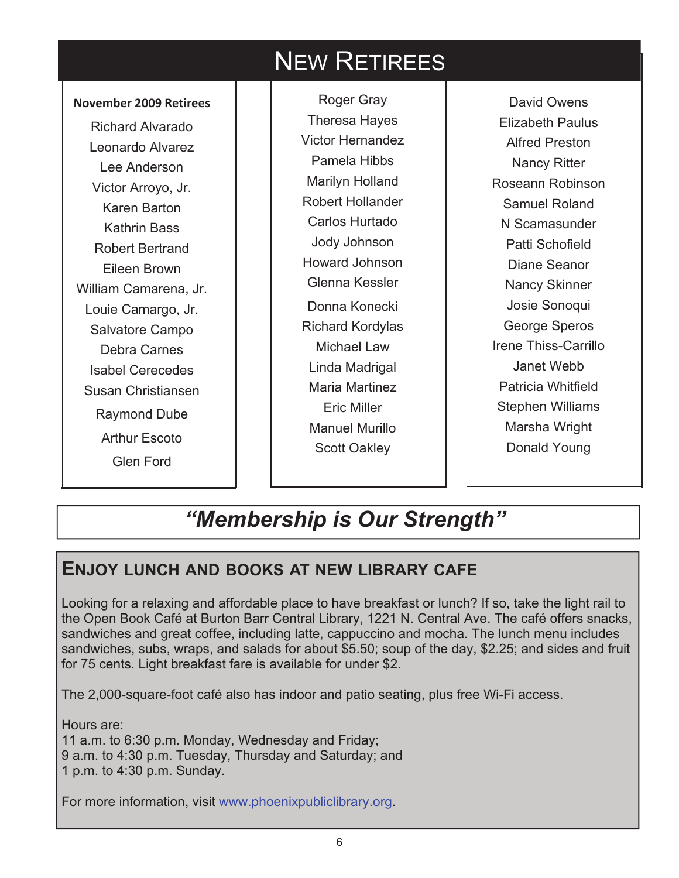# New Retirees

**November 2009 Retirees**

Richard Alvarado
Leonardo Alvarez
Lee Anderson
Victor Arroyo, Jr.
Karen Barton
Kathrin Bass
Robert Bertrand
Eileen Brown
William Camarena, Jr.
Louie Camargo, Jr.
Salvatore Campo
Debra Carnes
Isabel Cerecedes
Susan Christiansen
Raymond Dube
Arthur Escoto
Glen Ford
Roger Gray
Theresa Hayes
Victor Hernandez
Pamela Hibbs
Marilyn Holland
Robert Hollander
Carlos Hurtado
Jody Johnson
Howard Johnson
Glenna Kessler
Donna Konecki
Richard Kordylas
Michael Law
Linda Madrigal
Maria Martinez
Eric Miller
Manuel Murillo
Scott Oakley
David Owens
Elizabeth Paulus
Alfred Preston
Nancy Ritter
Roseann Robinson
Samuel Roland
N Scamasunder
Patti Schofield
Diane Seanor
Nancy Skinner
Josie Sonoqui
George Speros
Irene Thiss-Carrillo
Janet Webb
Patricia Whitfield
Stephen Williams
Marsha Wright
Donald Young

***"Membership is Our Strength"***

## Enjoy Lunch and Books at New Library Cafe

Looking for a relaxing and affordable place to have breakfast or lunch? If so, take the light rail to the Open Book Café at Burton Barr Central Library, 1221 N. Central Ave. The café offers snacks, sandwiches and great coffee, including latte, cappuccino and mocha. The lunch menu includes sandwiches, subs, wraps, and salads for about $5.50; soup of the day, $2.25; and sides and fruit for 75 cents. Light breakfast fare is available for under $2.

The 2,000-square-foot café also has indoor and patio seating, plus free Wi-Fi access.

Hours are:
11 a.m. to 6:30 p.m. Monday, Wednesday and Friday;
9 a.m. to 4:30 p.m. Tuesday, Thursday and Saturday; and
1 p.m. to 4:30 p.m. Sunday.

For more information, visit www.phoenixpubliclibrary.org.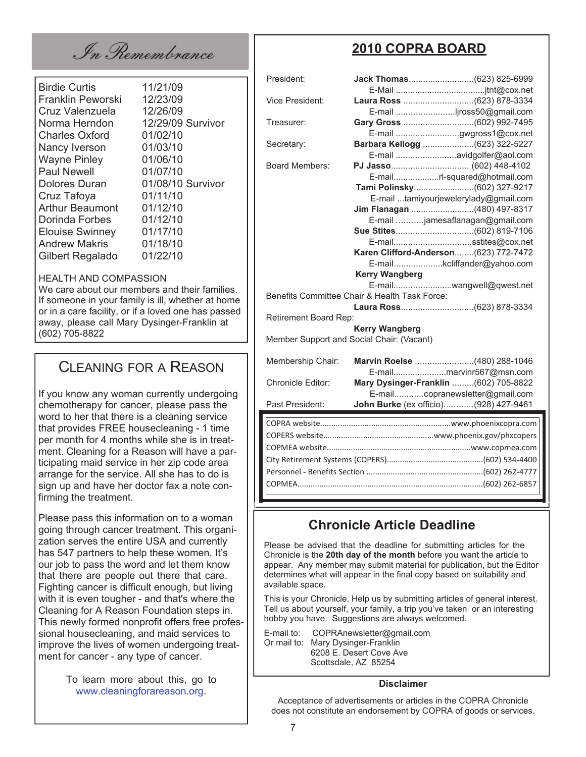## *In Remembrance*

| | |
|---|---|
| Birdie Curtis | 11/21/09 |
| Franklin Peworski | 12/23/09 |
| Cruz Valenzuela | 12/26/09 |
| Norma Herndon | 12/29/09 Survivor |
| Charles Oxford | 01/02/10 |
| Nancy Iverson | 01/03/10 |
| Wayne Pinley | 01/06/10 |
| Paul Newell | 01/07/10 |
| Dolores Duran | 01/08/10 Survivor |
| Cruz Tafoya | 01/11/10 |
| Arthur Beaumont | 01/12/10 |
| Dorinda Forbes | 01/12/10 |
| Elouise Swinney | 01/17/10 |
| Andrew Makris | 01/18/10 |
| Gilbert Regalado | 01/22/10 |

HEALTH AND COMPASSION
We care about our members and their families. If someone in your family is ill, whether at home or in a care facility, or if a loved one has passed away, please call Mary Dysinger-Franklin at (602) 705-8822

## CLEANING FOR A REASON

If you know any woman currently undergoing chemotherapy for cancer, please pass the word to her that there is a cleaning service that provides FREE housecleaning - 1 time per month for 4 months while she is in treatment. Cleaning for a Reason will have a participating maid service in her zip code area arrange for the service. All she has to do is sign up and have her doctor fax a note confirming the treatment.

Please pass this information on to a woman going through cancer treatment. This organization serves the entire USA and currently has 547 partners to help these women. It's our job to pass the word and let them know that there are people out there that care. Fighting cancer is difficult enough, but living with it is even tougher - and that's where the Cleaning for A Reason Foundation steps in. This newly formed nonprofit offers free professional housecleaning, and maid services to improve the lives of women undergoing treatment for cancer - any type of cancer.

To learn more about this, go to www.cleaningforareason.org.

## 2010 COPRA BOARD

President: **Jack Thomas**........................(623) 825-6999
E-Mail ....................................jtnt@cox.net

Vice President: **Laura Ross** ............................(623) 878-3334
E-mail ........................ljross50@gmail.com

Treasurer: **Gary Gross** ............................(602) 992-7495
E-mail ..........................gwgross1@cox.net

Secretary: **Barbara Kellogg** ....................(623) 322-5227
E-mail .........................avidgolfer@aol.com

Board Members:
**PJ Jasso**................................ (602) 448-4102
E-mail..................rl-squared@hotmail.com
**Tami Polinsky**.........................(602) 327-9217
E-mail ...tamiyourjewelerylady@gmail.com
**Jim Flanagan** ..........................(480) 497-8317
E-mail ...........jamesaflanagan@gmail.com
**Sue Stites**................................(602) 819-7106
E-mail................................sstites@cox.net
**Karen Clifford-Anderson**........(623) 772-7472
E-mail....................kcliffander@yahoo.com
**Kerry Wangberg**
E-mail........................wangwell@qwest.net

Benefits Committee Chair & Health Task Force:
**Laura Ross**.............................(623) 878-3334

Retirement Board Rep:
**Kerry Wangberg**

Member Support and Social Chair: (Vacant)

Membership Chair: **Marvin Roelse** ........................(480) 288-1046
E-mail.....................marvinr567@msn.com

Chronicle Editor: **Mary Dysinger-Franklin** .........(602) 705-8822
E-mail............copranewsletter@gmail.com

Past President: **John Burke** (ex officio)............(928) 427-9461

COPRA website..........................................................www.phoenixcopra.com
COPERS website................................................www.phoenix.gov/phxcopers
COPMEA website................................................................www.copmea.com
City Retirement Systems (COPERS)...........................................(602) 534-4400
Personnel - Benefits Section ....................................................(602) 262-4777
COPMEA...................................................................................(602) 262-6857

## Chronicle Article Deadline

Please be advised that the deadline for submitting articles for the Chronicle is the **20th day of the month** before you want the article to appear. Any member may submit material for publication, but the Editor determines what will appear in the final copy based on suitability and available space.

This is your Chronicle. Help us by submitting articles of general interest. Tell us about yourself, your family, a trip you've taken or an interesting hobby you have. Suggestions are always welcomed.

E-mail to: COPRAnewsletter@gmail.com
Or mail to: Mary Dysinger-Franklin
6208 E. Desert Cove Ave
Scottsdale, AZ 85254

**Disclaimer**

Acceptance of advertisements or articles in the COPRA Chronicle does not constitute an endorsement by COPRA of goods or services.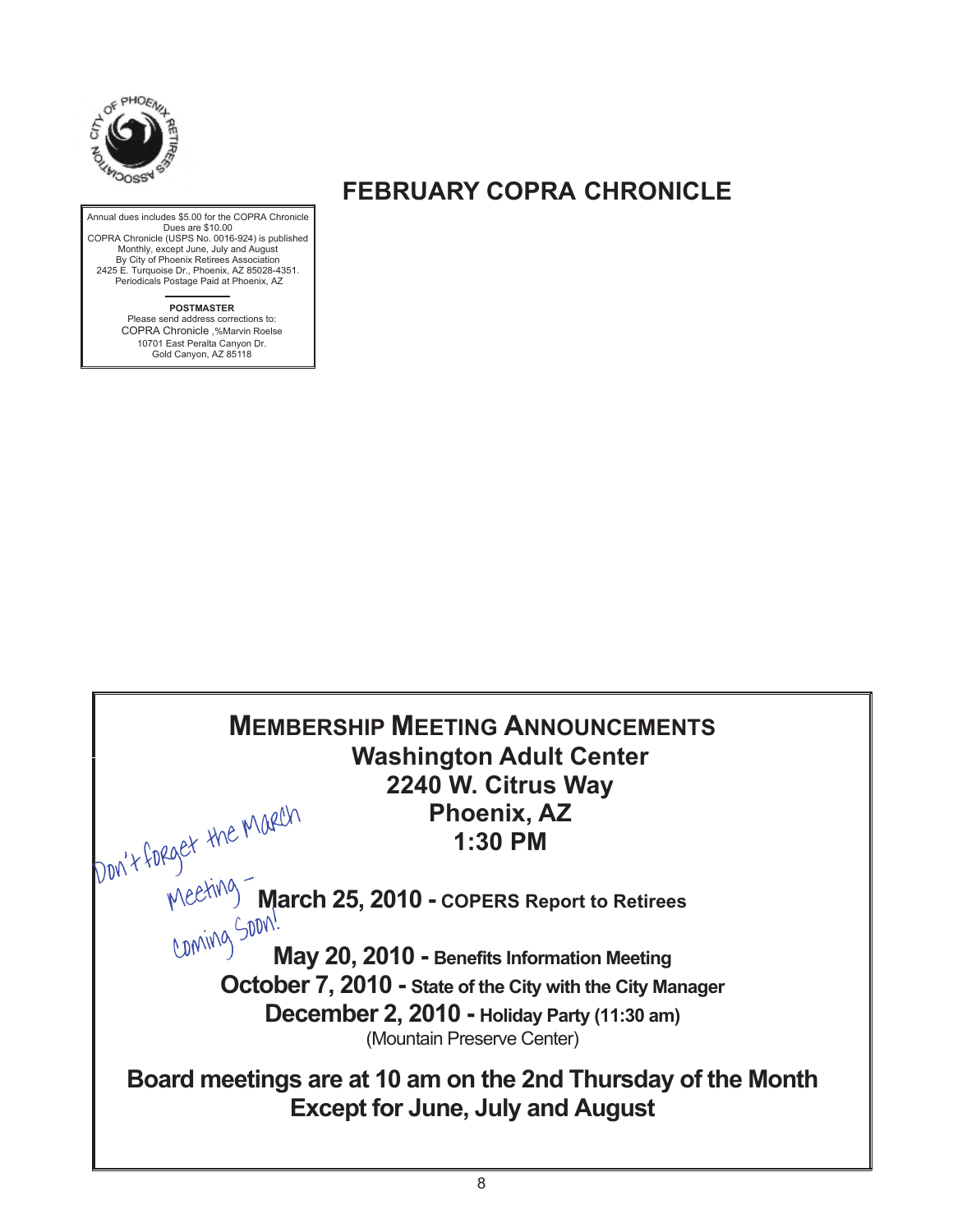# FEBRUARY COPRA CHRONICLE

Annual dues includes $5.00 for the COPRA Chronicle
Dues are $10.00
COPRA Chronicle (USPS No. 0016-924) is published
Monthly, except June, July and August
By City of Phoenix Retirees Association
2425 E. Turquoise Dr., Phoenix, AZ 85028-4351.
Periodicals Postage Paid at Phoenix, AZ

**POSTMASTER**
Please send address corrections to:
COPRA Chronicle ,%Marvin Roelse
10701 East Peralta Canyon Dr.
Gold Canyon, AZ 85118

## MEMBERSHIP MEETING ANNOUNCEMENTS

**Washington Adult Center**
**2240 W. Citrus Way**
**Phoenix, AZ**
**1:30 PM**

Don't forget the March Meeting – Coming Soon!

**March 25, 2010 - COPERS Report to Retirees**

**May 20, 2010 - Benefits Information Meeting**

**October 7, 2010 - State of the City with the City Manager**

**December 2, 2010 - Holiday Party (11:30 am)**
(Mountain Preserve Center)

**Board meetings are at 10 am on the 2nd Thursday of the Month Except for June, July and August**